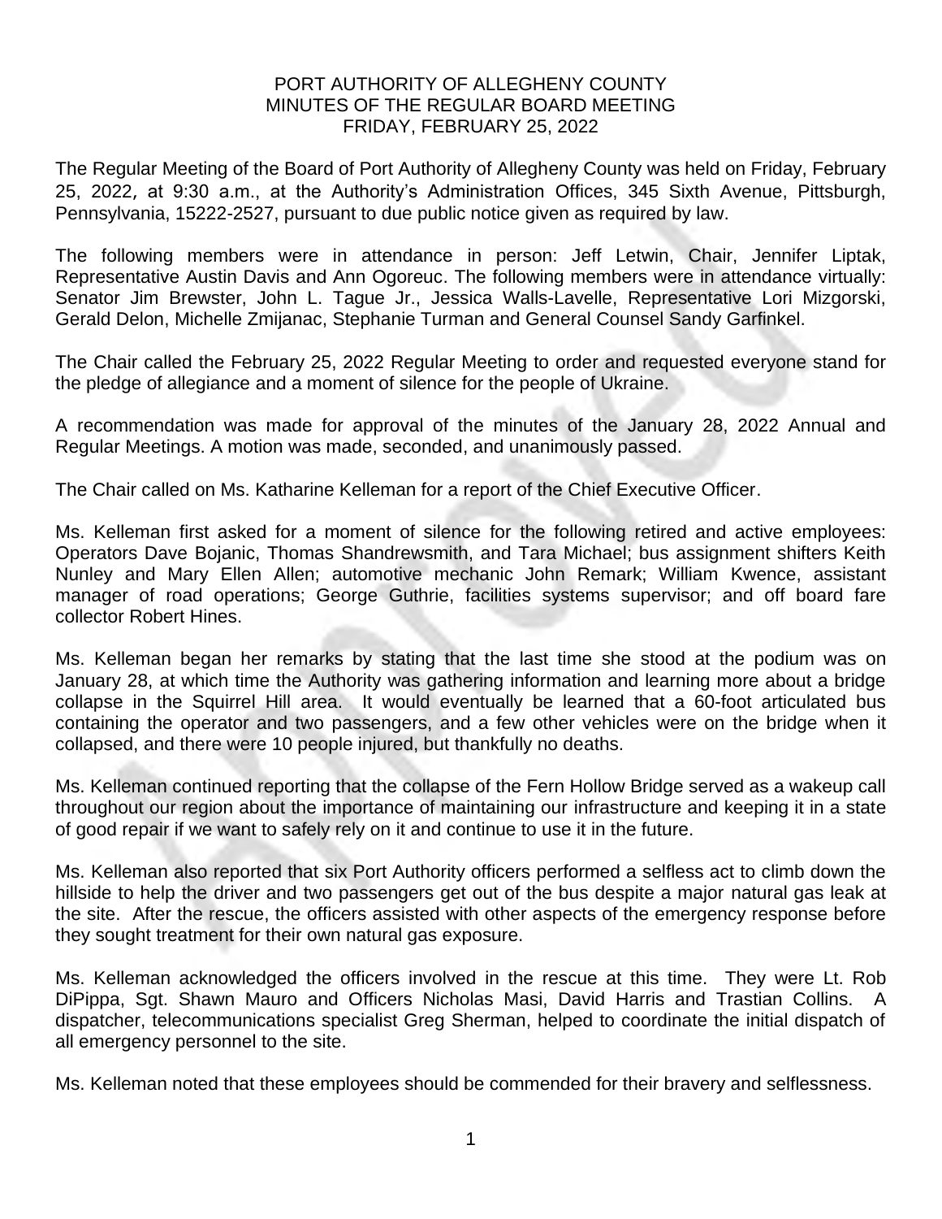PORT AUTHORITY OF ALLEGHENY COUNTY
MINUTES OF THE REGULAR BOARD MEETING
FRIDAY, FEBRUARY 25, 2022

The Regular Meeting of the Board of Port Authority of Allegheny County was held on Friday, February 25, 2022, at 9:30 a.m., at the Authority's Administration Offices, 345 Sixth Avenue, Pittsburgh, Pennsylvania, 15222-2527, pursuant to due public notice given as required by law.

The following members were in attendance in person: Jeff Letwin, Chair, Jennifer Liptak, Representative Austin Davis and Ann Ogoreuc. The following members were in attendance virtually: Senator Jim Brewster, John L. Tague Jr., Jessica Walls-Lavelle, Representative Lori Mizgorski, Gerald Delon, Michelle Zmijanac, Stephanie Turman and General Counsel Sandy Garfinkel.

The Chair called the February 25, 2022 Regular Meeting to order and requested everyone stand for the pledge of allegiance and a moment of silence for the people of Ukraine.

A recommendation was made for approval of the minutes of the January 28, 2022 Annual and Regular Meetings. A motion was made, seconded, and unanimously passed.

The Chair called on Ms. Katharine Kelleman for a report of the Chief Executive Officer.

Ms. Kelleman first asked for a moment of silence for the following retired and active employees: Operators Dave Bojanic, Thomas Shandrewsmith, and Tara Michael; bus assignment shifters Keith Nunley and Mary Ellen Allen; automotive mechanic John Remark; William Kwence, assistant manager of road operations; George Guthrie, facilities systems supervisor; and off board fare collector Robert Hines.

Ms. Kelleman began her remarks by stating that the last time she stood at the podium was on January 28, at which time the Authority was gathering information and learning more about a bridge collapse in the Squirrel Hill area. It would eventually be learned that a 60-foot articulated bus containing the operator and two passengers, and a few other vehicles were on the bridge when it collapsed, and there were 10 people injured, but thankfully no deaths.

Ms. Kelleman continued reporting that the collapse of the Fern Hollow Bridge served as a wakeup call throughout our region about the importance of maintaining our infrastructure and keeping it in a state of good repair if we want to safely rely on it and continue to use it in the future.

Ms. Kelleman also reported that six Port Authority officers performed a selfless act to climb down the hillside to help the driver and two passengers get out of the bus despite a major natural gas leak at the site. After the rescue, the officers assisted with other aspects of the emergency response before they sought treatment for their own natural gas exposure.

Ms. Kelleman acknowledged the officers involved in the rescue at this time. They were Lt. Rob DiPippa, Sgt. Shawn Mauro and Officers Nicholas Masi, David Harris and Trastian Collins. A dispatcher, telecommunications specialist Greg Sherman, helped to coordinate the initial dispatch of all emergency personnel to the site.

Ms. Kelleman noted that these employees should be commended for their bravery and selflessness.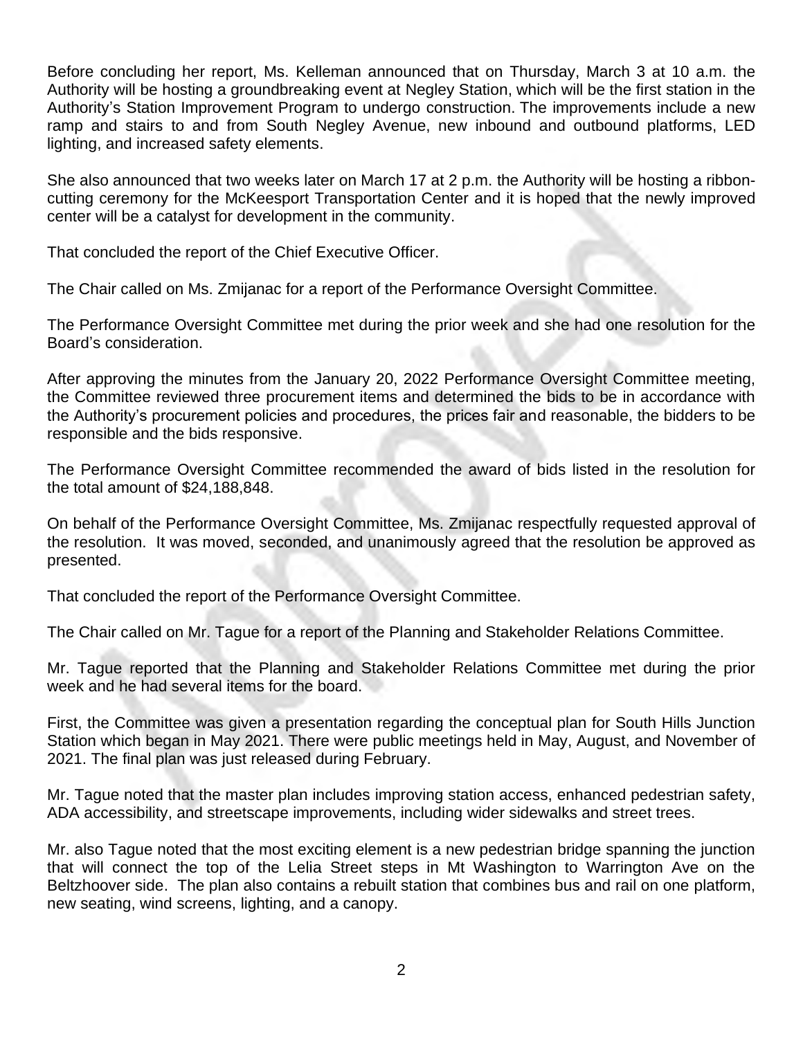Before concluding her report, Ms. Kelleman announced that on Thursday, March 3 at 10 a.m. the Authority will be hosting a groundbreaking event at Negley Station, which will be the first station in the Authority's Station Improvement Program to undergo construction. The improvements include a new ramp and stairs to and from South Negley Avenue, new inbound and outbound platforms, LED lighting, and increased safety elements.

She also announced that two weeks later on March 17 at 2 p.m. the Authority will be hosting a ribbon-cutting ceremony for the McKeesport Transportation Center and it is hoped that the newly improved center will be a catalyst for development in the community.

That concluded the report of the Chief Executive Officer.

The Chair called on Ms. Zmijanac for a report of the Performance Oversight Committee.

The Performance Oversight Committee met during the prior week and she had one resolution for the Board's consideration.

After approving the minutes from the January 20, 2022 Performance Oversight Committee meeting, the Committee reviewed three procurement items and determined the bids to be in accordance with the Authority's procurement policies and procedures, the prices fair and reasonable, the bidders to be responsible and the bids responsive.

The Performance Oversight Committee recommended the award of bids listed in the resolution for the total amount of $24,188,848.

On behalf of the Performance Oversight Committee, Ms. Zmijanac respectfully requested approval of the resolution. It was moved, seconded, and unanimously agreed that the resolution be approved as presented.

That concluded the report of the Performance Oversight Committee.

The Chair called on Mr. Tague for a report of the Planning and Stakeholder Relations Committee.

Mr. Tague reported that the Planning and Stakeholder Relations Committee met during the prior week and he had several items for the board.

First, the Committee was given a presentation regarding the conceptual plan for South Hills Junction Station which began in May 2021. There were public meetings held in May, August, and November of 2021. The final plan was just released during February.

Mr. Tague noted that the master plan includes improving station access, enhanced pedestrian safety, ADA accessibility, and streetscape improvements, including wider sidewalks and street trees.

Mr. also Tague noted that the most exciting element is a new pedestrian bridge spanning the junction that will connect the top of the Lelia Street steps in Mt Washington to Warrington Ave on the Beltzhoover side. The plan also contains a rebuilt station that combines bus and rail on one platform, new seating, wind screens, lighting, and a canopy.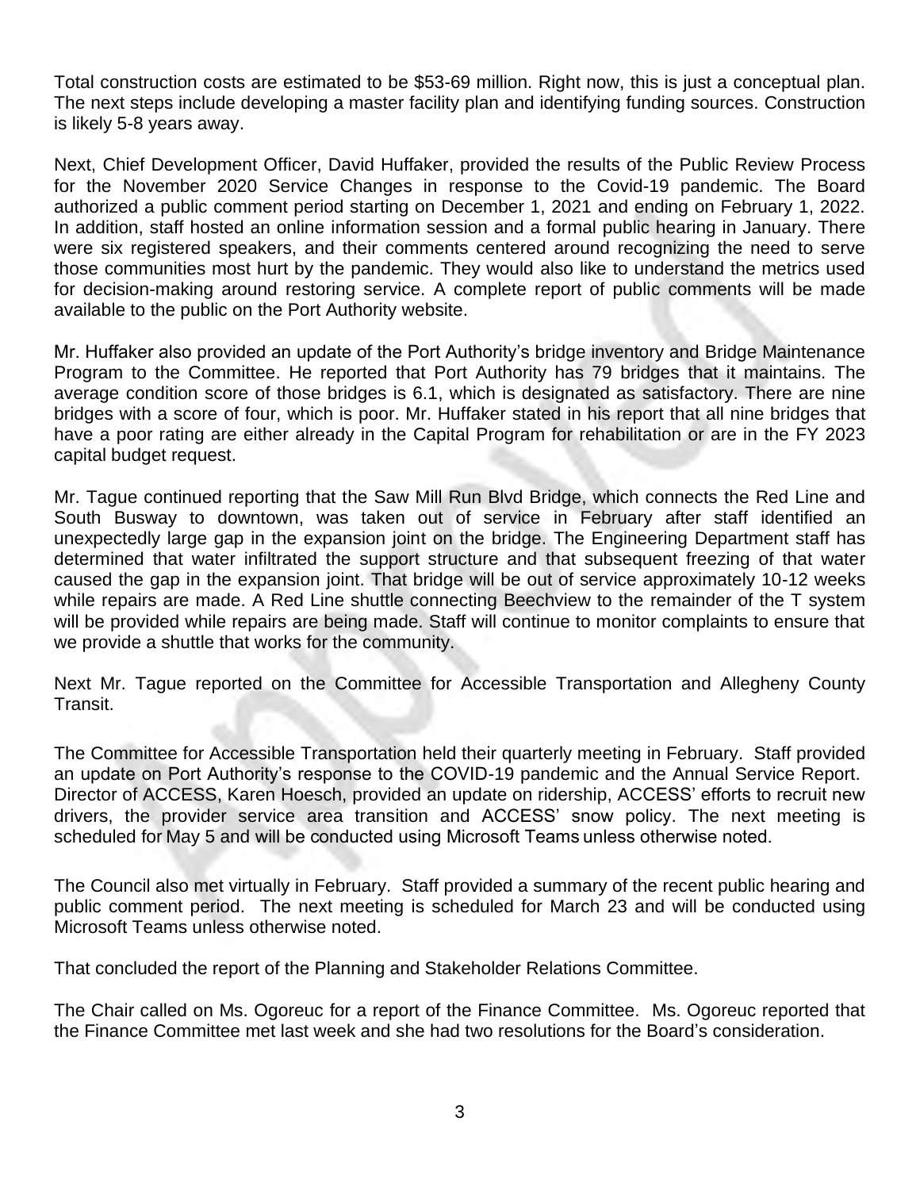Total construction costs are estimated to be $53-69 million. Right now, this is just a conceptual plan. The next steps include developing a master facility plan and identifying funding sources. Construction is likely 5-8 years away.

Next, Chief Development Officer, David Huffaker, provided the results of the Public Review Process for the November 2020 Service Changes in response to the Covid-19 pandemic. The Board authorized a public comment period starting on December 1, 2021 and ending on February 1, 2022. In addition, staff hosted an online information session and a formal public hearing in January. There were six registered speakers, and their comments centered around recognizing the need to serve those communities most hurt by the pandemic. They would also like to understand the metrics used for decision-making around restoring service. A complete report of public comments will be made available to the public on the Port Authority website.

Mr. Huffaker also provided an update of the Port Authority's bridge inventory and Bridge Maintenance Program to the Committee. He reported that Port Authority has 79 bridges that it maintains. The average condition score of those bridges is 6.1, which is designated as satisfactory. There are nine bridges with a score of four, which is poor. Mr. Huffaker stated in his report that all nine bridges that have a poor rating are either already in the Capital Program for rehabilitation or are in the FY 2023 capital budget request.

Mr. Tague continued reporting that the Saw Mill Run Blvd Bridge, which connects the Red Line and South Busway to downtown, was taken out of service in February after staff identified an unexpectedly large gap in the expansion joint on the bridge. The Engineering Department staff has determined that water infiltrated the support structure and that subsequent freezing of that water caused the gap in the expansion joint. That bridge will be out of service approximately 10-12 weeks while repairs are made. A Red Line shuttle connecting Beechview to the remainder of the T system will be provided while repairs are being made. Staff will continue to monitor complaints to ensure that we provide a shuttle that works for the community.

Next Mr. Tague reported on the Committee for Accessible Transportation and Allegheny County Transit.

The Committee for Accessible Transportation held their quarterly meeting in February. Staff provided an update on Port Authority's response to the COVID-19 pandemic and the Annual Service Report. Director of ACCESS, Karen Hoesch, provided an update on ridership, ACCESS' efforts to recruit new drivers, the provider service area transition and ACCESS' snow policy. The next meeting is scheduled for May 5 and will be conducted using Microsoft Teams unless otherwise noted.

The Council also met virtually in February. Staff provided a summary of the recent public hearing and public comment period. The next meeting is scheduled for March 23 and will be conducted using Microsoft Teams unless otherwise noted.

That concluded the report of the Planning and Stakeholder Relations Committee.

The Chair called on Ms. Ogoreuc for a report of the Finance Committee. Ms. Ogoreuc reported that the Finance Committee met last week and she had two resolutions for the Board's consideration.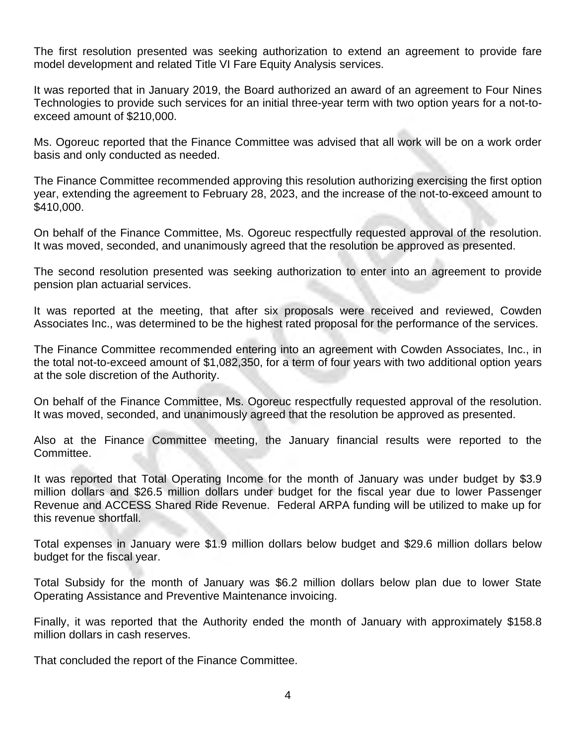The first resolution presented was seeking authorization to extend an agreement to provide fare model development and related Title VI Fare Equity Analysis services.

It was reported that in January 2019, the Board authorized an award of an agreement to Four Nines Technologies to provide such services for an initial three-year term with two option years for a not-to-exceed amount of $210,000.

Ms. Ogoreuc reported that the Finance Committee was advised that all work will be on a work order basis and only conducted as needed.

The Finance Committee recommended approving this resolution authorizing exercising the first option year, extending the agreement to February 28, 2023, and the increase of the not-to-exceed amount to $410,000.

On behalf of the Finance Committee, Ms. Ogoreuc respectfully requested approval of the resolution. It was moved, seconded, and unanimously agreed that the resolution be approved as presented.

The second resolution presented was seeking authorization to enter into an agreement to provide pension plan actuarial services.

It was reported at the meeting, that after six proposals were received and reviewed, Cowden Associates Inc., was determined to be the highest rated proposal for the performance of the services.

The Finance Committee recommended entering into an agreement with Cowden Associates, Inc., in the total not-to-exceed amount of $1,082,350, for a term of four years with two additional option years at the sole discretion of the Authority.

On behalf of the Finance Committee, Ms. Ogoreuc respectfully requested approval of the resolution. It was moved, seconded, and unanimously agreed that the resolution be approved as presented.

Also at the Finance Committee meeting, the January financial results were reported to the Committee.

It was reported that Total Operating Income for the month of January was under budget by $3.9 million dollars and $26.5 million dollars under budget for the fiscal year due to lower Passenger Revenue and ACCESS Shared Ride Revenue. Federal ARPA funding will be utilized to make up for this revenue shortfall.

Total expenses in January were $1.9 million dollars below budget and $29.6 million dollars below budget for the fiscal year.

Total Subsidy for the month of January was $6.2 million dollars below plan due to lower State Operating Assistance and Preventive Maintenance invoicing.

Finally, it was reported that the Authority ended the month of January with approximately $158.8 million dollars in cash reserves.

That concluded the report of the Finance Committee.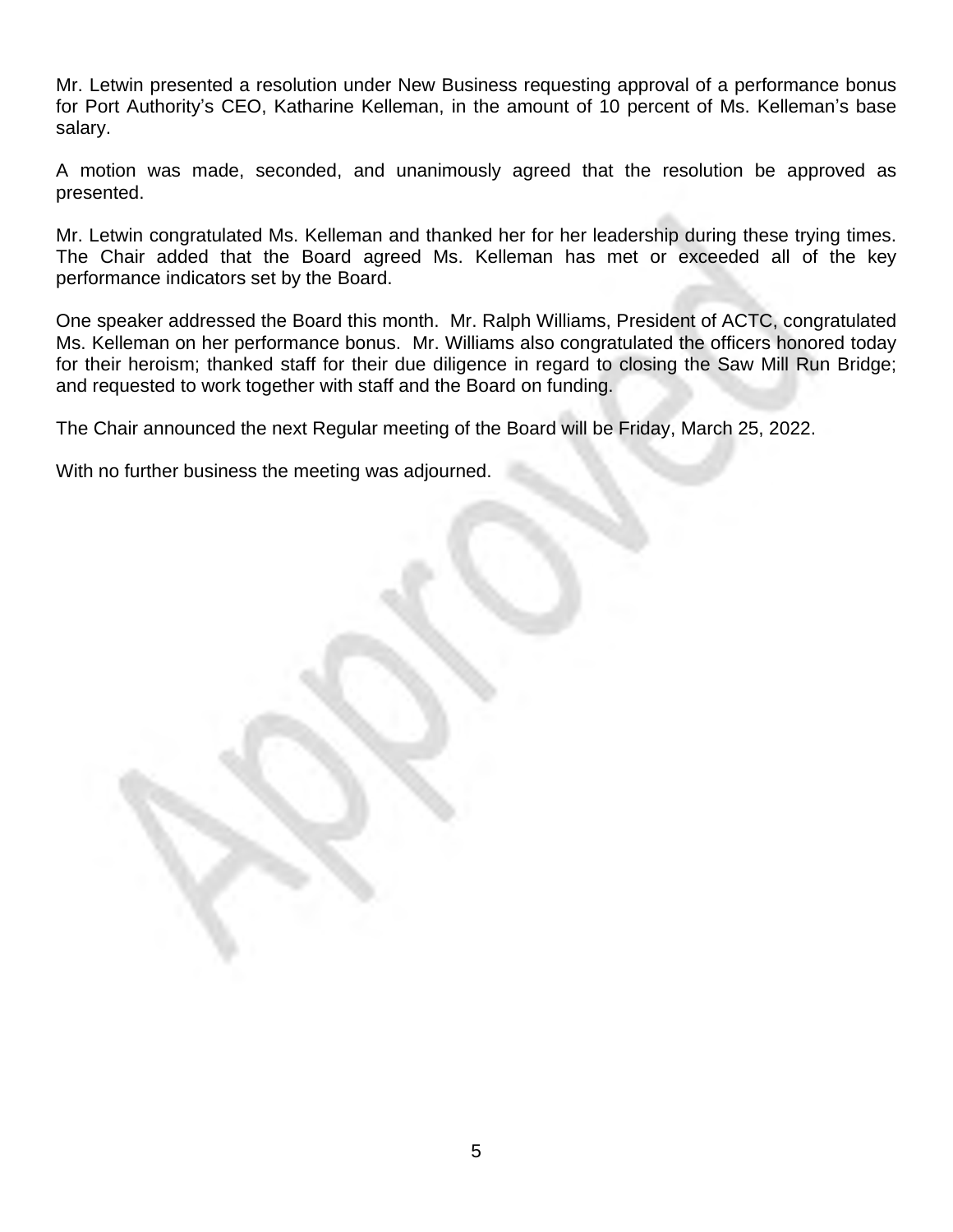Mr. Letwin presented a resolution under New Business requesting approval of a performance bonus for Port Authority's CEO, Katharine Kelleman, in the amount of 10 percent of Ms. Kelleman's base salary.

A motion was made, seconded, and unanimously agreed that the resolution be approved as presented.

Mr. Letwin congratulated Ms. Kelleman and thanked her for her leadership during these trying times. The Chair added that the Board agreed Ms. Kelleman has met or exceeded all of the key performance indicators set by the Board.

One speaker addressed the Board this month. Mr. Ralph Williams, President of ACTC, congratulated Ms. Kelleman on her performance bonus. Mr. Williams also congratulated the officers honored today for their heroism; thanked staff for their due diligence in regard to closing the Saw Mill Run Bridge; and requested to work together with staff and the Board on funding.

The Chair announced the next Regular meeting of the Board will be Friday, March 25, 2022.

With no further business the meeting was adjourned.